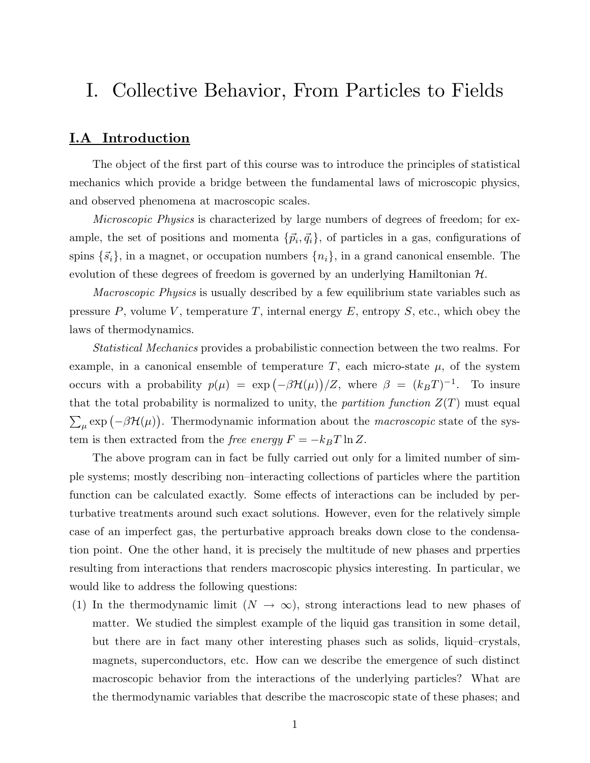# I. Collective Behavior, From Particles to Fields

## I.A Introduction

The object of the first part of this course was to introduce the principles of statistical mechanics which provide a bridge between the fundamental laws of microscopic physics, and observed phenomena at macroscopic scales.

*Microscopic Physics* is characterized by large numbers of degrees of freedom; for example, the set of positions and momenta $\{\vec{p}_i, \vec{q}_i\}$, of particles in a gas, configurations of spins $\{\vec{s}_i\}$, in a magnet, or occupation numbers $\{n_i\}$, in a grand canonical ensemble. The evolution of these degrees of freedom is governed by an underlying Hamiltonian $\mathcal{H}$.

*Macroscopic Physics* is usually described by a few equilibrium state variables such as pressure $P$, volume $V$, temperature $T$, internal energy $E$, entropy $S$, etc., which obey the laws of thermodynamics.

*Statistical Mechanics* provides a probabilistic connection between the two realms. For example, in a canonical ensemble of temperature $T$, each micro-state $\mu$, of the system occurs with a probability $p(\mu) = \exp\left(-\beta\mathcal{H}(\mu)\right)/Z$, where $\beta = (k_B T)^{-1}$. To insure that the total probability is normalized to unity, the *partition function* $Z(T)$ must equal $\sum_\mu \exp\left(-\beta\mathcal{H}(\mu)\right)$. Thermodynamic information about the *macroscopic* state of the system is then extracted from the *free energy* $F = -k_B T \ln Z$.

The above program can in fact be fully carried out only for a limited number of simple systems; mostly describing non–interacting collections of particles where the partition function can be calculated exactly. Some effects of interactions can be included by perturbative treatments around such exact solutions. However, even for the relatively simple case of an imperfect gas, the perturbative approach breaks down close to the condensation point. One the other hand, it is precisely the multitude of new phases and prperties resulting from interactions that renders macroscopic physics interesting. In particular, we would like to address the following questions:

(1) In the thermodynamic limit ($N \to \infty$), strong interactions lead to new phases of matter. We studied the simplest example of the liquid gas transition in some detail, but there are in fact many other interesting phases such as solids, liquid–crystals, magnets, superconductors, etc. How can we describe the emergence of such distinct macroscopic behavior from the interactions of the underlying particles? What are the thermodynamic variables that describe the macroscopic state of these phases; and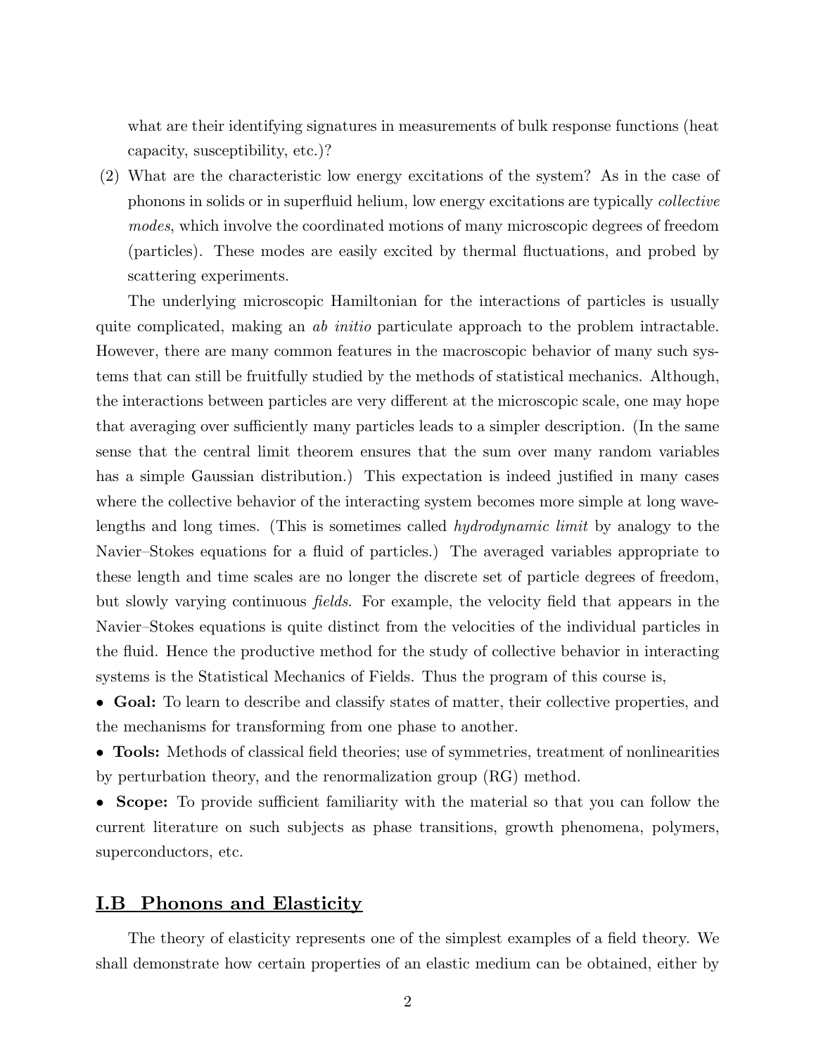what are their identifying signatures in measurements of bulk response functions (heat capacity, susceptibility, etc.)?

(2) What are the characteristic low energy excitations of the system? As in the case of phonons in solids or in superfluid helium, low energy excitations are typically *collective modes*, which involve the coordinated motions of many microscopic degrees of freedom (particles). These modes are easily excited by thermal fluctuations, and probed by scattering experiments.

The underlying microscopic Hamiltonian for the interactions of particles is usually quite complicated, making an *ab initio* particulate approach to the problem intractable. However, there are many common features in the macroscopic behavior of many such systems that can still be fruitfully studied by the methods of statistical mechanics. Although, the interactions between particles are very different at the microscopic scale, one may hope that averaging over sufficiently many particles leads to a simpler description. (In the same sense that the central limit theorem ensures that the sum over many random variables has a simple Gaussian distribution.) This expectation is indeed justified in many cases where the collective behavior of the interacting system becomes more simple at long wavelengths and long times. (This is sometimes called *hydrodynamic limit* by analogy to the Navier–Stokes equations for a fluid of particles.) The averaged variables appropriate to these length and time scales are no longer the discrete set of particle degrees of freedom, but slowly varying continuous *fields*. For example, the velocity field that appears in the Navier–Stokes equations is quite distinct from the velocities of the individual particles in the fluid. Hence the productive method for the study of collective behavior in interacting systems is the Statistical Mechanics of Fields. Thus the program of this course is,

- **Goal:** To learn to describe and classify states of matter, their collective properties, and the mechanisms for transforming from one phase to another.
- **Tools:** Methods of classical field theories; use of symmetries, treatment of nonlinearities by perturbation theory, and the renormalization group (RG) method.
- **Scope:** To provide sufficient familiarity with the material so that you can follow the current literature on such subjects as phase transitions, growth phenomena, polymers, superconductors, etc.

## I.B Phonons and Elasticity

The theory of elasticity represents one of the simplest examples of a field theory. We shall demonstrate how certain properties of an elastic medium can be obtained, either by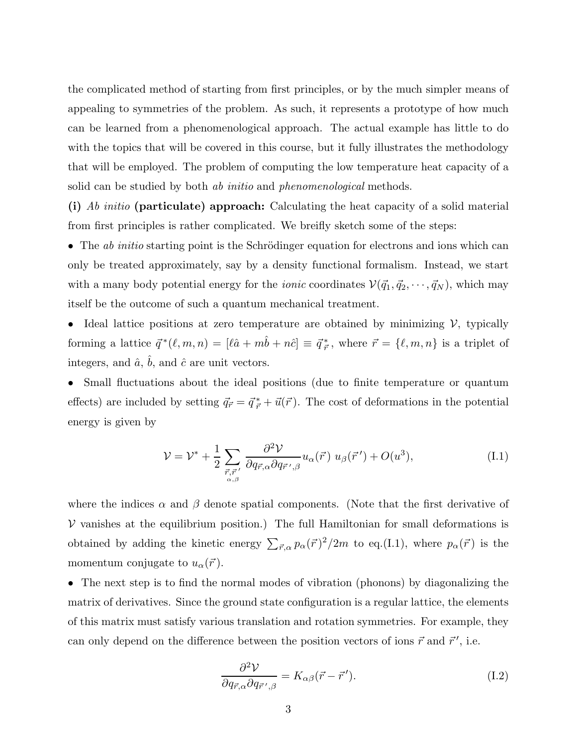the complicated method of starting from first principles, or by the much simpler means of appealing to symmetries of the problem. As such, it represents a prototype of how much can be learned from a phenomenological approach. The actual example has little to do with the topics that will be covered in this course, but it fully illustrates the methodology that will be employed. The problem of computing the low temperature heat capacity of a solid can be studied by both *ab initio* and *phenomenological* methods.

**(i)** *Ab initio* **(particulate) approach:** Calculating the heat capacity of a solid material from first principles is rather complicated. We breifly sketch some of the steps:

- The *ab initio* starting point is the Schrödinger equation for electrons and ions which can only be treated approximately, say by a density functional formalism. Instead, we start with a many body potential energy for the *ionic* coordinates $\mathcal{V}(\vec{q}_1, \vec{q}_2, \cdots, \vec{q}_N)$, which may itself be the outcome of such a quantum mechanical treatment.

- Ideal lattice positions at zero temperature are obtained by minimizing $\mathcal{V}$, typically forming a lattice $\vec{q}^{\,*}(\ell, m, n) = [\ell\hat{a} + m\hat{b} + n\hat{c}] \equiv \vec{q}^{\,*}_{\vec{r}}$, where $\vec{r} = \{\ell, m, n\}$ is a triplet of integers, and $\hat{a}$, $\hat{b}$, and $\hat{c}$ are unit vectors.

- Small fluctuations about the ideal positions (due to finite temperature or quantum effects) are included by setting $\vec{q}_{\vec{r}} = \vec{q}^{\,*}_{\vec{r}} + \vec{u}(\vec{r})$. The cost of deformations in the potential energy is given by

$$\mathcal{V} = \mathcal{V}^* + \frac{1}{2} \sum_{\substack{\vec{r}, \vec{r}^{\,\prime} \\ \alpha, \beta}} \frac{\partial^2 \mathcal{V}}{\partial q_{\vec{r}, \alpha} \partial q_{\vec{r}^{\,\prime}, \beta}} u_\alpha(\vec{r}) \, u_\beta(\vec{r}^{\,\prime}) + O(u^3), \tag{I.1}$$

where the indices $\alpha$ and $\beta$ denote spatial components. (Note that the first derivative of $\mathcal{V}$ vanishes at the equilibrium position.) The full Hamiltonian for small deformations is obtained by adding the kinetic energy $\sum_{\vec{r}, \alpha} p_\alpha(\vec{r})^2 / 2m$ to eq.(I.1), where $p_\alpha(\vec{r})$ is the momentum conjugate to $u_\alpha(\vec{r})$.

- The next step is to find the normal modes of vibration (phonons) by diagonalizing the matrix of derivatives. Since the ground state configuration is a regular lattice, the elements of this matrix must satisfy various translation and rotation symmetries. For example, they can only depend on the difference between the position vectors of ions $\vec{r}$ and $\vec{r}^{\,\prime}$, i.e.

$$\frac{\partial^2 \mathcal{V}}{\partial q_{\vec{r}, \alpha} \partial q_{\vec{r}^{\,\prime}, \beta}} = K_{\alpha\beta}(\vec{r} - \vec{r}^{\,\prime}). \tag{I.2}$$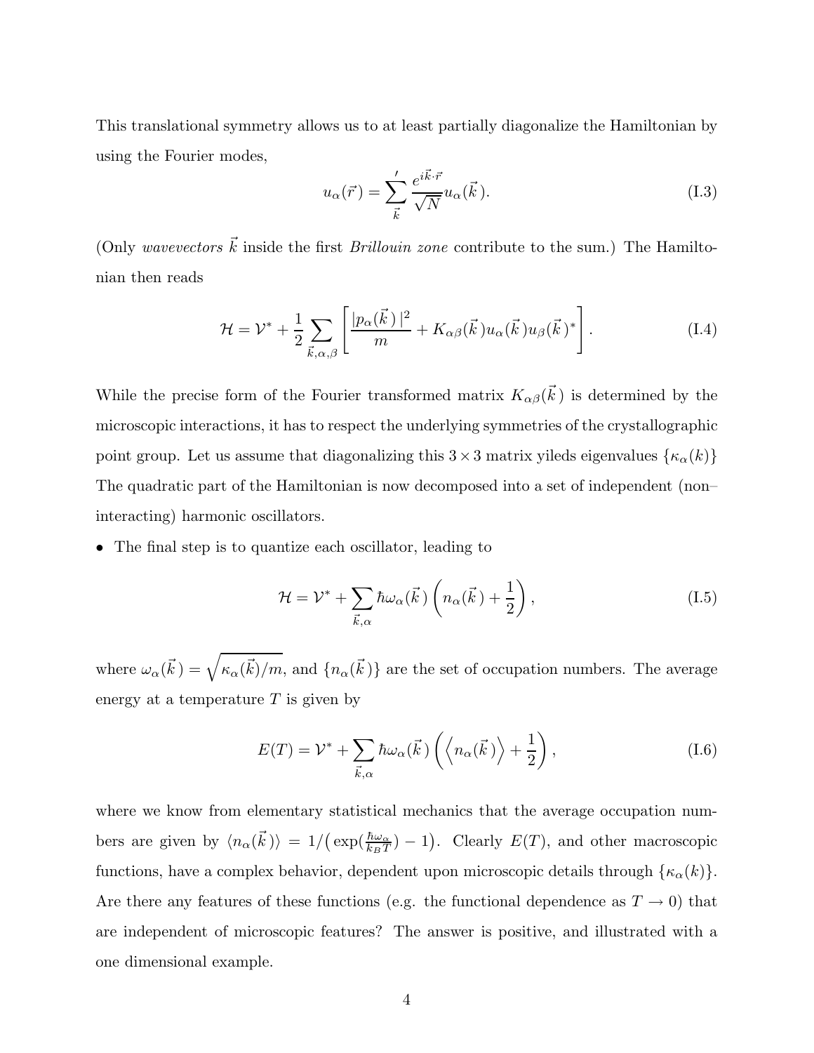This translational symmetry allows us to at least partially diagonalize the Hamiltonian by using the Fourier modes,

$$u_\alpha(\vec{r}\,) = \sum_{\vec{k}}{}' \frac{e^{i\vec{k}\cdot\vec{r}}}{\sqrt{N}} u_\alpha(\vec{k}\,). \tag{I.3}$$

(Only *wavevectors* $\vec{k}$ inside the first *Brillouin zone* contribute to the sum.) The Hamiltonian then reads

$$\mathcal{H} = \mathcal{V}^* + \frac{1}{2}\sum_{\vec{k},\alpha,\beta}\left[\frac{|p_\alpha(\vec{k}\,)|^2}{m} + K_{\alpha\beta}(\vec{k}\,)u_\alpha(\vec{k}\,)u_\beta(\vec{k}\,)^*\right]. \tag{I.4}$$

While the precise form of the Fourier transformed matrix $K_{\alpha\beta}(\vec{k}\,)$ is determined by the microscopic interactions, it has to respect the underlying symmetries of the crystallographic point group. Let us assume that diagonalizing this $3\times 3$ matrix yileds eigenvalues $\{\kappa_\alpha(k)\}$ The quadratic part of the Hamiltonian is now decomposed into a set of independent (non–interacting) harmonic oscillators.

- The final step is to quantize each oscillator, leading to

$$\mathcal{H} = \mathcal{V}^* + \sum_{\vec{k},\alpha}\hbar\omega_\alpha(\vec{k}\,)\left(n_\alpha(\vec{k}\,) + \frac{1}{2}\right), \tag{I.5}$$

where $\omega_\alpha(\vec{k}\,) = \sqrt{\kappa_\alpha(\vec{k})/m}$, and $\{n_\alpha(\vec{k}\,)\}$ are the set of occupation numbers. The average energy at a temperature $T$ is given by

$$E(T) = \mathcal{V}^* + \sum_{\vec{k},\alpha}\hbar\omega_\alpha(\vec{k}\,)\left(\left\langle n_\alpha(\vec{k}\,)\right\rangle + \frac{1}{2}\right), \tag{I.6}$$

where we know from elementary statistical mechanics that the average occupation numbers are given by $\langle n_\alpha(\vec{k}\,)\rangle = 1/\big(\exp(\frac{\hbar\omega_\alpha}{k_BT}) - 1\big)$. Clearly $E(T)$, and other macroscopic functions, have a complex behavior, dependent upon microscopic details through $\{\kappa_\alpha(k)\}$. Are there any features of these functions (e.g. the functional dependence as $T\to 0$) that are independent of microscopic features? The answer is positive, and illustrated with a one dimensional example.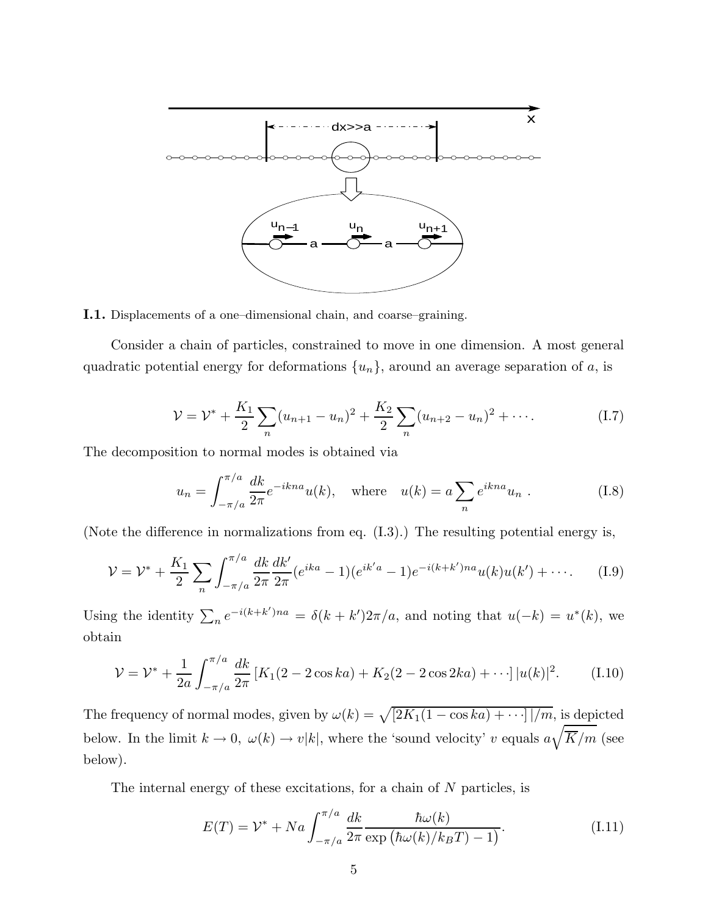**I.1.** Displacements of a one–dimensional chain, and coarse–graining.

Consider a chain of particles, constrained to move in one dimension. A most general quadratic potential energy for deformations $\{u_n\}$, around an average separation of $a$, is

$$\mathcal{V} = \mathcal{V}^* + \frac{K_1}{2}\sum_n (u_{n+1} - u_n)^2 + \frac{K_2}{2}\sum_n (u_{n+2} - u_n)^2 + \cdots . \tag{I.7}$$

The decomposition to normal modes is obtained via

$$u_n = \int_{-\pi/a}^{\pi/a} \frac{dk}{2\pi} e^{-ikna} u(k), \quad \text{where} \quad u(k) = a\sum_n e^{ikna} u_n \ . \tag{I.8}$$

(Note the difference in normalizations from eq. (I.3).) The resulting potential energy is,

$$\mathcal{V} = \mathcal{V}^* + \frac{K_1}{2}\sum_n \int_{-\pi/a}^{\pi/a} \frac{dk}{2\pi}\frac{dk'}{2\pi}(e^{ika} - 1)(e^{ik'a} - 1)e^{-i(k+k')na}u(k)u(k') + \cdots . \tag{I.9}$$

Using the identity $\sum_n e^{-i(k+k')na} = \delta(k + k')2\pi/a$, and noting that $u(-k) = u^*(k)$, we obtain

$$\mathcal{V} = \mathcal{V}^* + \frac{1}{2a}\int_{-\pi/a}^{\pi/a} \frac{dk}{2\pi} \left[K_1(2 - 2\cos ka) + K_2(2 - 2\cos 2ka) + \cdots\right] |u(k)|^2. \tag{I.10}$$

The frequency of normal modes, given by $\omega(k) = \sqrt{[2K_1(1 - \cos ka) + \cdots]/m}$, is depicted below. In the limit $k \to 0$, $\omega(k) \to v|k|$, where the 'sound velocity' $v$ equals $a\sqrt{\overline{K}/m}$ (see below).

The internal energy of these excitations, for a chain of $N$ particles, is

$$E(T) = \mathcal{V}^* + Na\int_{-\pi/a}^{\pi/a} \frac{dk}{2\pi}\frac{\hbar\omega(k)}{\exp\left(\hbar\omega(k)/k_BT\right) - 1}. \tag{I.11}$$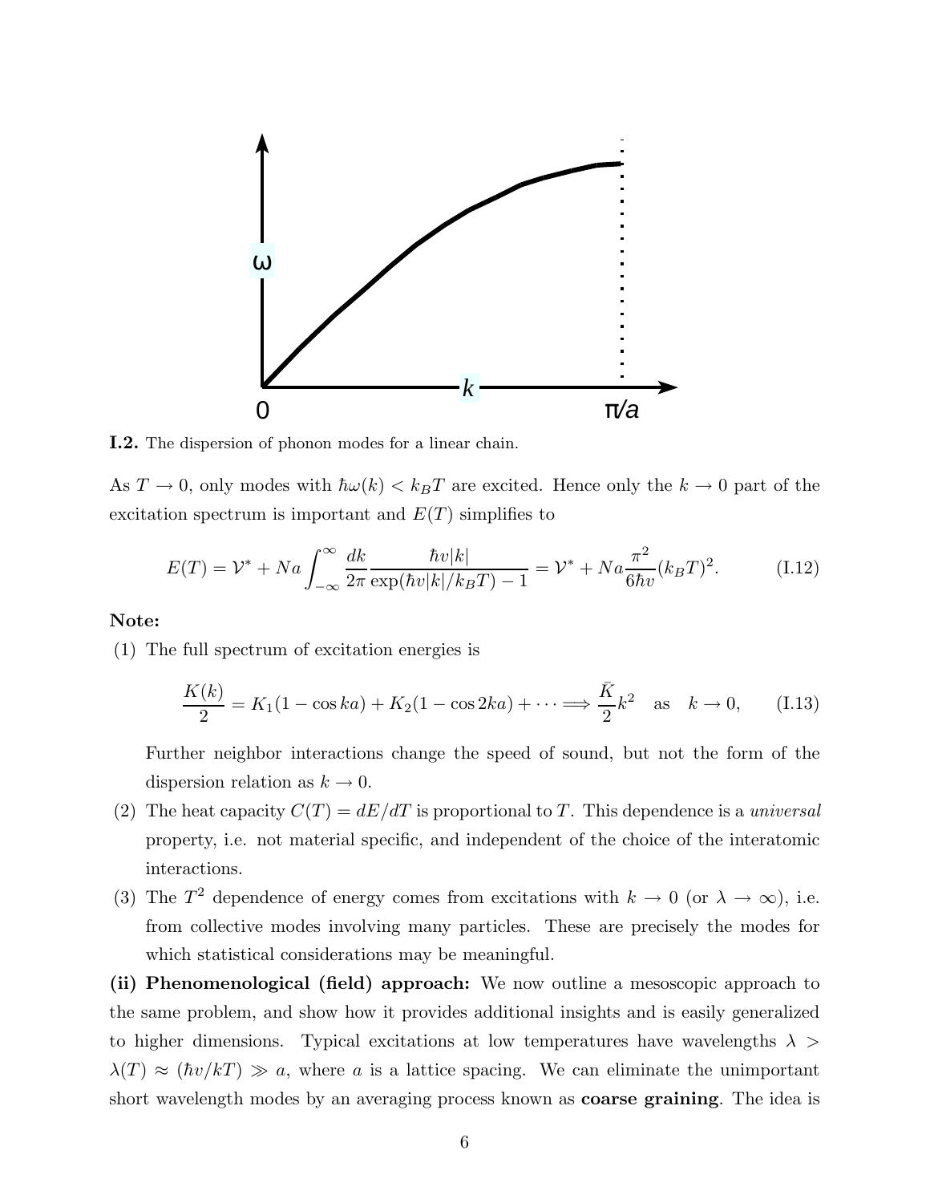**I.2.** The dispersion of phonon modes for a linear chain.

As $T \to 0$, only modes with $\hbar\omega(k) < k_B T$ are excited. Hence only the $k \to 0$ part of the excitation spectrum is important and $E(T)$ simplifies to

$$E(T) = \mathcal{V}^* + Na \int_{-\infty}^{\infty} \frac{dk}{2\pi} \frac{\hbar v|k|}{\exp(\hbar v|k|/k_B T) - 1} = \mathcal{V}^* + Na\frac{\pi^2}{6\hbar v}(k_B T)^2. \tag{I.12}$$

**Note:**

(1) The full spectrum of excitation energies is

$$\frac{K(k)}{2} = K_1(1 - \cos ka) + K_2(1 - \cos 2ka) + \cdots \Longrightarrow \frac{\bar{K}}{2}k^2 \quad \text{as} \quad k \to 0, \tag{I.13}$$

Further neighbor interactions change the speed of sound, but not the form of the dispersion relation as $k \to 0$.

(2) The heat capacity $C(T) = dE/dT$ is proportional to $T$. This dependence is a *universal* property, i.e. not material specific, and independent of the choice of the interatomic interactions.

(3) The $T^2$ dependence of energy comes from excitations with $k \to 0$ (or $\lambda \to \infty$), i.e. from collective modes involving many particles. These are precisely the modes for which statistical considerations may be meaningful.

**(ii) Phenomenological (field) approach:** We now outline a mesoscopic approach to the same problem, and show how it provides additional insights and is easily generalized to higher dimensions. Typical excitations at low temperatures have wavelengths $\lambda > \lambda(T) \approx (\hbar v/kT) \gg a$, where $a$ is a lattice spacing. We can eliminate the unimportant short wavelength modes by an averaging process known as **coarse graining**. The idea is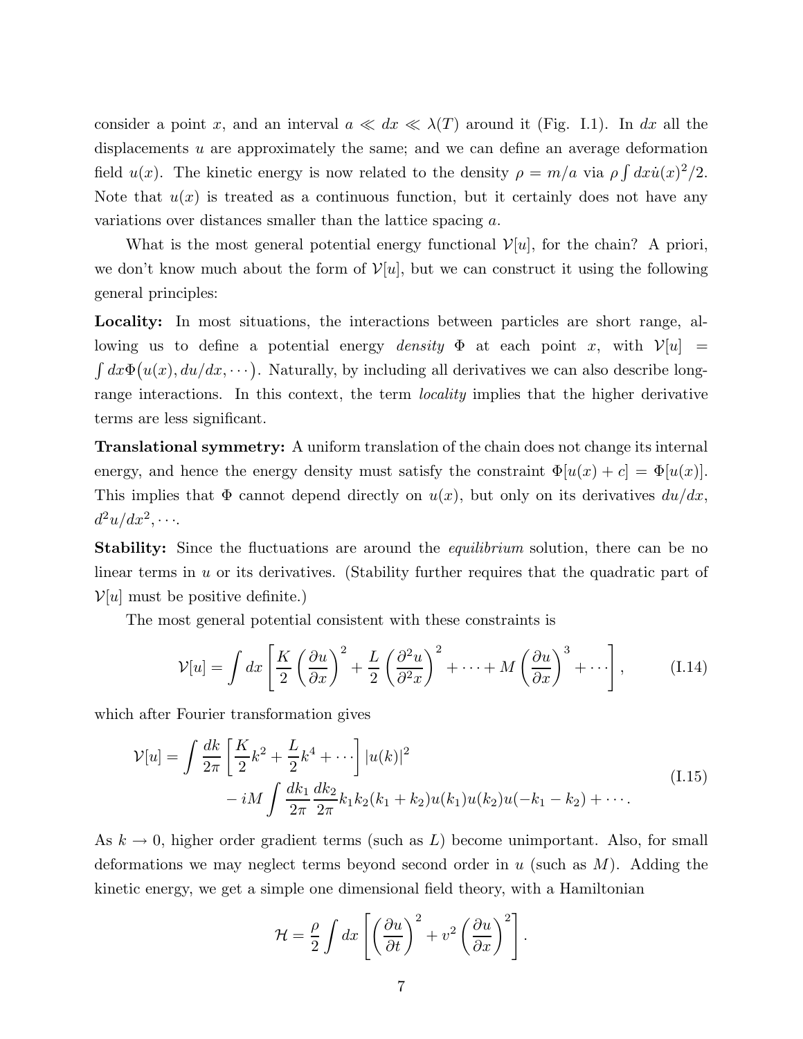consider a point $x$, and an interval $a \ll dx \ll \lambda(T)$ around it (Fig. I.1). In $dx$ all the displacements $u$ are approximately the same; and we can define an average deformation field $u(x)$. The kinetic energy is now related to the density $\rho = m/a$ via $\rho \int dx \dot{u}(x)^2/2$. Note that $u(x)$ is treated as a continuous function, but it certainly does not have any variations over distances smaller than the lattice spacing $a$.

What is the most general potential energy functional $\mathcal{V}[u]$, for the chain? A priori, we don't know much about the form of $\mathcal{V}[u]$, but we can construct it using the following general principles:

**Locality:** In most situations, the interactions between particles are short range, allowing us to define a potential energy *density* $\Phi$ at each point $x$, with $\mathcal{V}[u] = \int dx \Phi\big(u(x), du/dx, \cdots\big)$. Naturally, by including all derivatives we can also describe long-range interactions. In this context, the term *locality* implies that the higher derivative terms are less significant.

**Translational symmetry:** A uniform translation of the chain does not change its internal energy, and hence the energy density must satisfy the constraint $\Phi[u(x) + c] = \Phi[u(x)]$. This implies that $\Phi$ cannot depend directly on $u(x)$, but only on its derivatives $du/dx$, $d^2u/dx^2, \cdots$.

**Stability:** Since the fluctuations are around the *equilibrium* solution, there can be no linear terms in $u$ or its derivatives. (Stability further requires that the quadratic part of $\mathcal{V}[u]$ must be positive definite.)

The most general potential consistent with these constraints is

$$
\mathcal{V}[u] = \int dx \left[ \frac{K}{2} \left( \frac{\partial u}{\partial x} \right)^2 + \frac{L}{2} \left( \frac{\partial^2 u}{\partial^2 x} \right)^2 + \cdots + M \left( \frac{\partial u}{\partial x} \right)^3 + \cdots \right], \tag{I.14}
$$

which after Fourier transformation gives

$$
\begin{aligned}
\mathcal{V}[u] = \int \frac{dk}{2\pi} \left[ \frac{K}{2} k^2 + \frac{L}{2} k^4 + \cdots \right] |u(k)|^2 \\
- iM \int \frac{dk_1}{2\pi} \frac{dk_2}{2\pi} k_1 k_2 (k_1 + k_2) u(k_1) u(k_2) u(-k_1 - k_2) + \cdots .
\end{aligned} \tag{I.15}
$$

As $k \to 0$, higher order gradient terms (such as $L$) become unimportant. Also, for small deformations we may neglect terms beyond second order in $u$ (such as $M$). Adding the kinetic energy, we get a simple one dimensional field theory, with a Hamiltonian

$$
\mathcal{H} = \frac{\rho}{2} \int dx \left[ \left( \frac{\partial u}{\partial t} \right)^2 + v^2 \left( \frac{\partial u}{\partial x} \right)^2 \right].
$$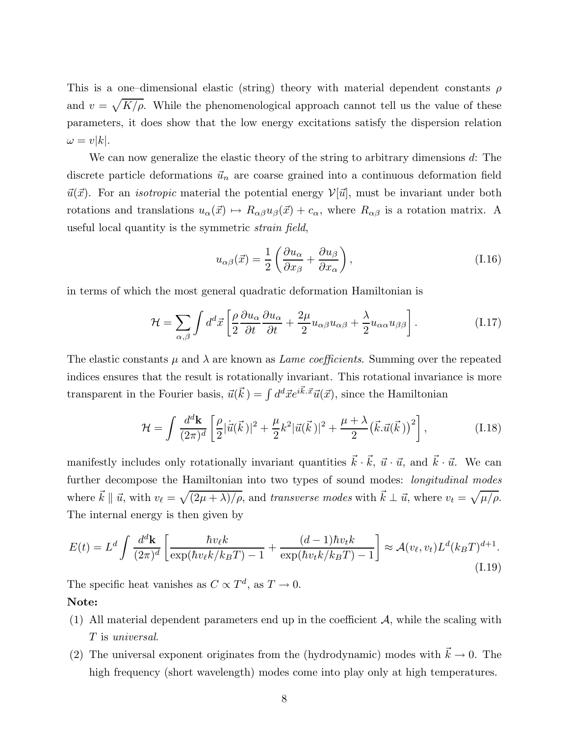This is a one–dimensional elastic (string) theory with material dependent constants $\rho$ and $v = \sqrt{K/\rho}$. While the phenomenological approach cannot tell us the value of these parameters, it does show that the low energy excitations satisfy the dispersion relation $\omega = v|k|$.

We can now generalize the elastic theory of the string to arbitrary dimensions $d$: The discrete particle deformations $\vec{u}_n$ are coarse grained into a continuous deformation field $\vec{u}(\vec{x})$. For an *isotropic* material the potential energy $\mathcal{V}[\vec{u}]$, must be invariant under both rotations and translations $u_\alpha(\vec{x}) \mapsto R_{\alpha\beta} u_\beta(\vec{x}) + c_\alpha$, where $R_{\alpha\beta}$ is a rotation matrix. A useful local quantity is the symmetric *strain field*,

$$u_{\alpha\beta}(\vec{x}) = \frac{1}{2}\left(\frac{\partial u_\alpha}{\partial x_\beta} + \frac{\partial u_\beta}{\partial x_\alpha}\right), \tag{I.16}$$

in terms of which the most general quadratic deformation Hamiltonian is

$$\mathcal{H} = \sum_{\alpha,\beta} \int d^d\vec{x} \left[\frac{\rho}{2}\frac{\partial u_\alpha}{\partial t}\frac{\partial u_\alpha}{\partial t} + \frac{2\mu}{2} u_{\alpha\beta} u_{\alpha\beta} + \frac{\lambda}{2} u_{\alpha\alpha} u_{\beta\beta}\right]. \tag{I.17}$$

The elastic constants $\mu$ and $\lambda$ are known as *Lame coefficients*. Summing over the repeated indices ensures that the result is rotationally invariant. This rotational invariance is more transparent in the Fourier basis, $\vec{u}(\vec{k}\,) = \int d^d\vec{x} e^{i\vec{k}.\vec{x}} \vec{u}(\vec{x})$, since the Hamiltonian

$$\mathcal{H} = \int \frac{d^d\mathbf{k}}{(2\pi)^d}\left[\frac{\rho}{2}|\dot{\vec{u}}(\vec{k}\,)|^2 + \frac{\mu}{2}k^2|\vec{u}(\vec{k}\,)|^2 + \frac{\mu+\lambda}{2}\left(\vec{k}.\vec{u}(\vec{k}\,)\right)^2\right], \tag{I.18}$$

manifestly includes only rotationally invariant quantities $\vec{k}\cdot\vec{k}$, $\vec{u}\cdot\vec{u}$, and $\vec{k}\cdot\vec{u}$. We can further decompose the Hamiltonian into two types of sound modes: *longitudinal modes* where $\vec{k} \parallel \vec{u}$, with $v_\ell = \sqrt{(2\mu+\lambda)/\rho}$, and *transverse modes* with $\vec{k} \perp \vec{u}$, where $v_t = \sqrt{\mu/\rho}$. The internal energy is then given by

$$E(t) = L^d \int \frac{d^d\mathbf{k}}{(2\pi)^d}\left[\frac{\hbar v_\ell k}{\exp(\hbar v_\ell k/k_BT) - 1} + \frac{(d-1)\hbar v_t k}{\exp(\hbar v_t k/k_BT) - 1}\right] \approx \mathcal{A}(v_\ell, v_t) L^d (k_BT)^{d+1}. \tag{I.19}$$

The specific heat vanishes as $C \propto T^d$, as $T \to 0$.

**Note:**

(1) All material dependent parameters end up in the coefficient $\mathcal{A}$, while the scaling with $T$ is *universal*.

(2) The universal exponent originates from the (hydrodynamic) modes with $\vec{k} \to 0$. The high frequency (short wavelength) modes come into play only at high temperatures.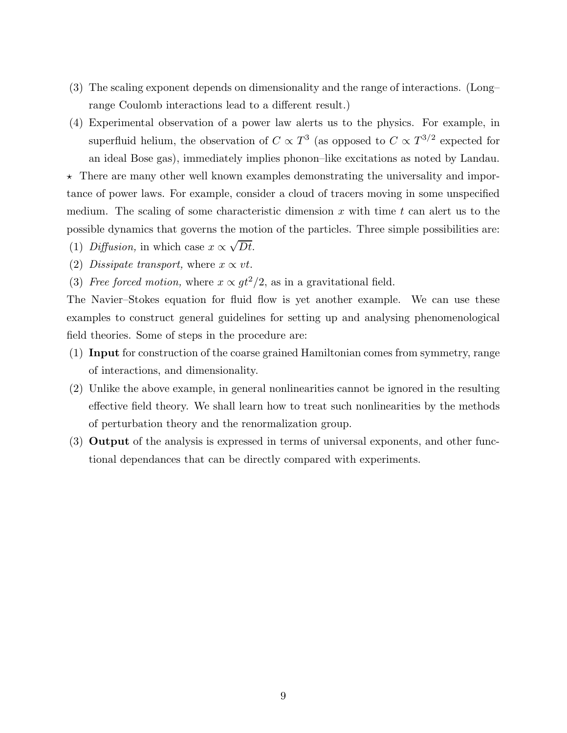(3) The scaling exponent depends on dimensionality and the range of interactions. (Long–range Coulomb interactions lead to a different result.)

(4) Experimental observation of a power law alerts us to the physics. For example, in superfluid helium, the observation of $C \propto T^3$ (as opposed to $C \propto T^{3/2}$ expected for an ideal Bose gas), immediately implies phonon–like excitations as noted by Landau.

⋆ There are many other well known examples demonstrating the universality and importance of power laws. For example, consider a cloud of tracers moving in some unspecified medium. The scaling of some characteristic dimension $x$ with time $t$ can alert us to the possible dynamics that governs the motion of the particles. Three simple possibilities are:

(1) *Diffusion,* in which case $x \propto \sqrt{Dt}$.

(2) *Dissipate transport,* where $x \propto vt$.

(3) *Free forced motion,* where $x \propto gt^2/2$, as in a gravitational field.

The Navier–Stokes equation for fluid flow is yet another example. We can use these examples to construct general guidelines for setting up and analysing phenomenological field theories. Some of steps in the procedure are:

(1) **Input** for construction of the coarse grained Hamiltonian comes from symmetry, range of interactions, and dimensionality.

(2) Unlike the above example, in general nonlinearities cannot be ignored in the resulting effective field theory. We shall learn how to treat such nonlinearities by the methods of perturbation theory and the renormalization group.

(3) **Output** of the analysis is expressed in terms of universal exponents, and other functional dependances that can be directly compared with experiments.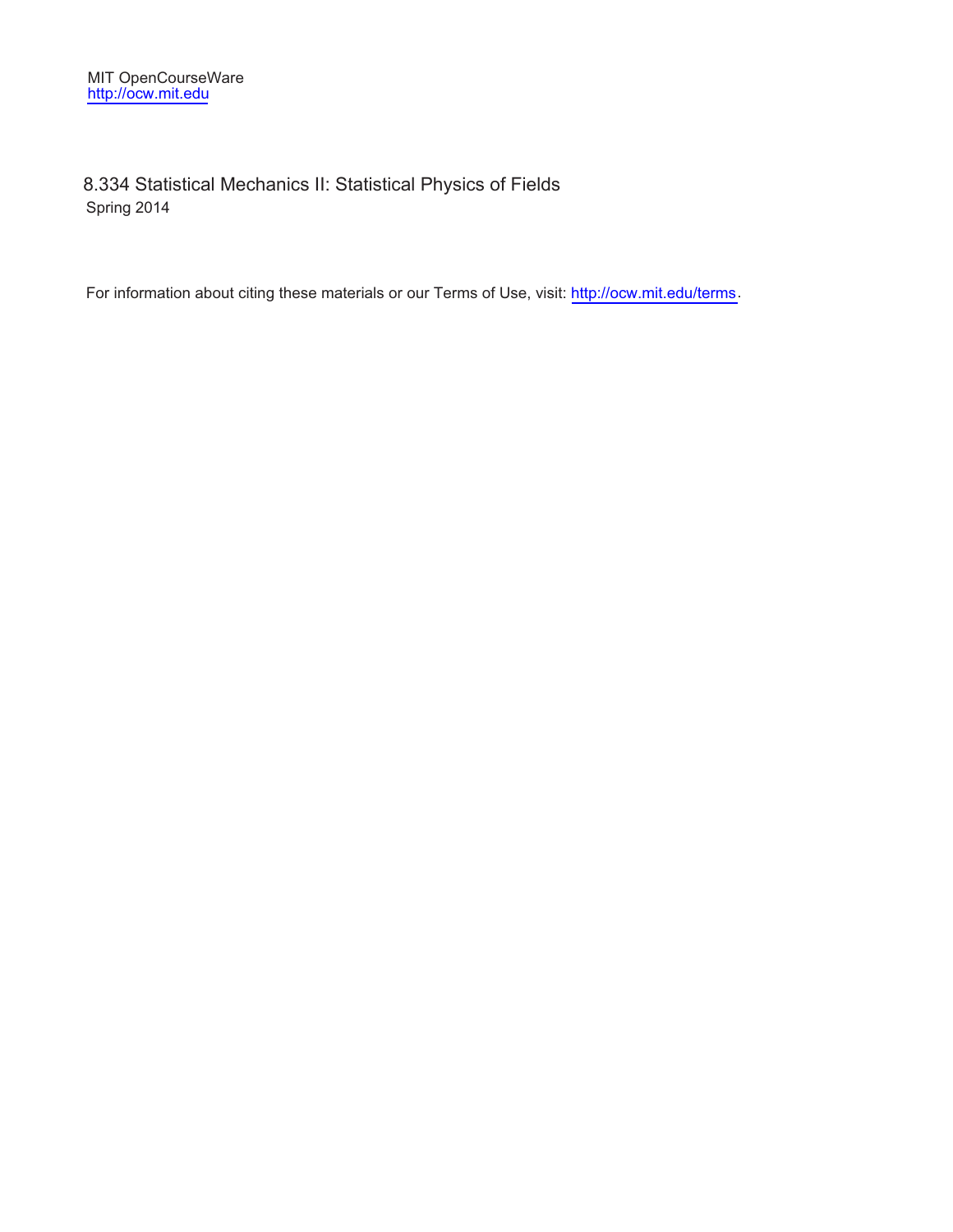MIT OpenCourseWare
http://ocw.mit.edu

8.334 Statistical Mechanics II: Statistical Physics of Fields
Spring 2014

For information about citing these materials or our Terms of Use, visit: http://ocw.mit.edu/terms.